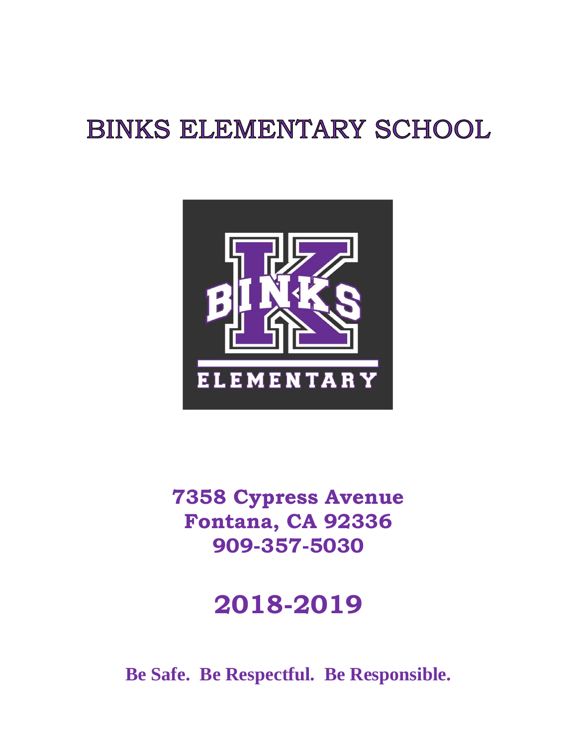# BINKS ELEMENTARY SCHOOL

**7358 Cypress Avenue**
**Fontana, CA 92336**
**909-357-5030**

# 2018-2019

**Be Safe. Be Respectful. Be Responsible.**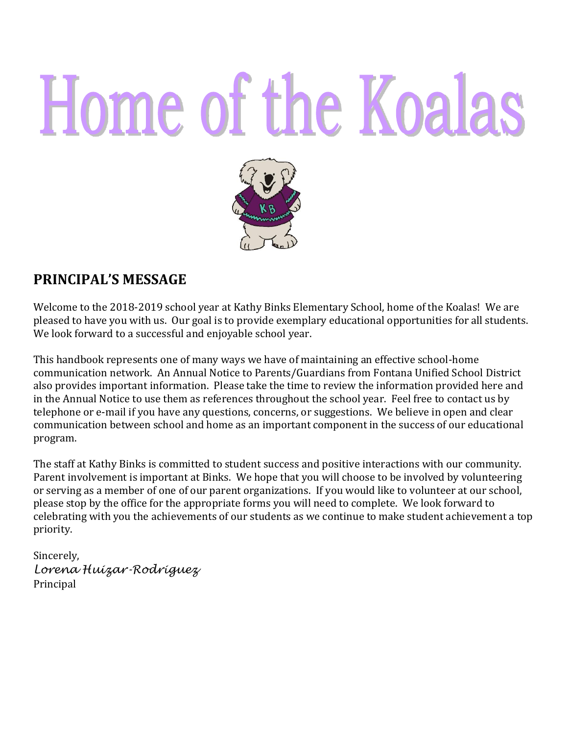# Home of the Koalas

## PRINCIPAL'S MESSAGE

Welcome to the 2018-2019 school year at Kathy Binks Elementary School, home of the Koalas! We are pleased to have you with us. Our goal is to provide exemplary educational opportunities for all students. We look forward to a successful and enjoyable school year.

This handbook represents one of many ways we have of maintaining an effective school-home communication network. An Annual Notice to Parents/Guardians from Fontana Unified School District also provides important information. Please take the time to review the information provided here and in the Annual Notice to use them as references throughout the school year. Feel free to contact us by telephone or e-mail if you have any questions, concerns, or suggestions. We believe in open and clear communication between school and home as an important component in the success of our educational program.

The staff at Kathy Binks is committed to student success and positive interactions with our community. Parent involvement is important at Binks. We hope that you will choose to be involved by volunteering or serving as a member of one of our parent organizations. If you would like to volunteer at our school, please stop by the office for the appropriate forms you will need to complete. We look forward to celebrating with you the achievements of our students as we continue to make student achievement a top priority.

Sincerely,
*Lorena Huizar-Rodriguez*
Principal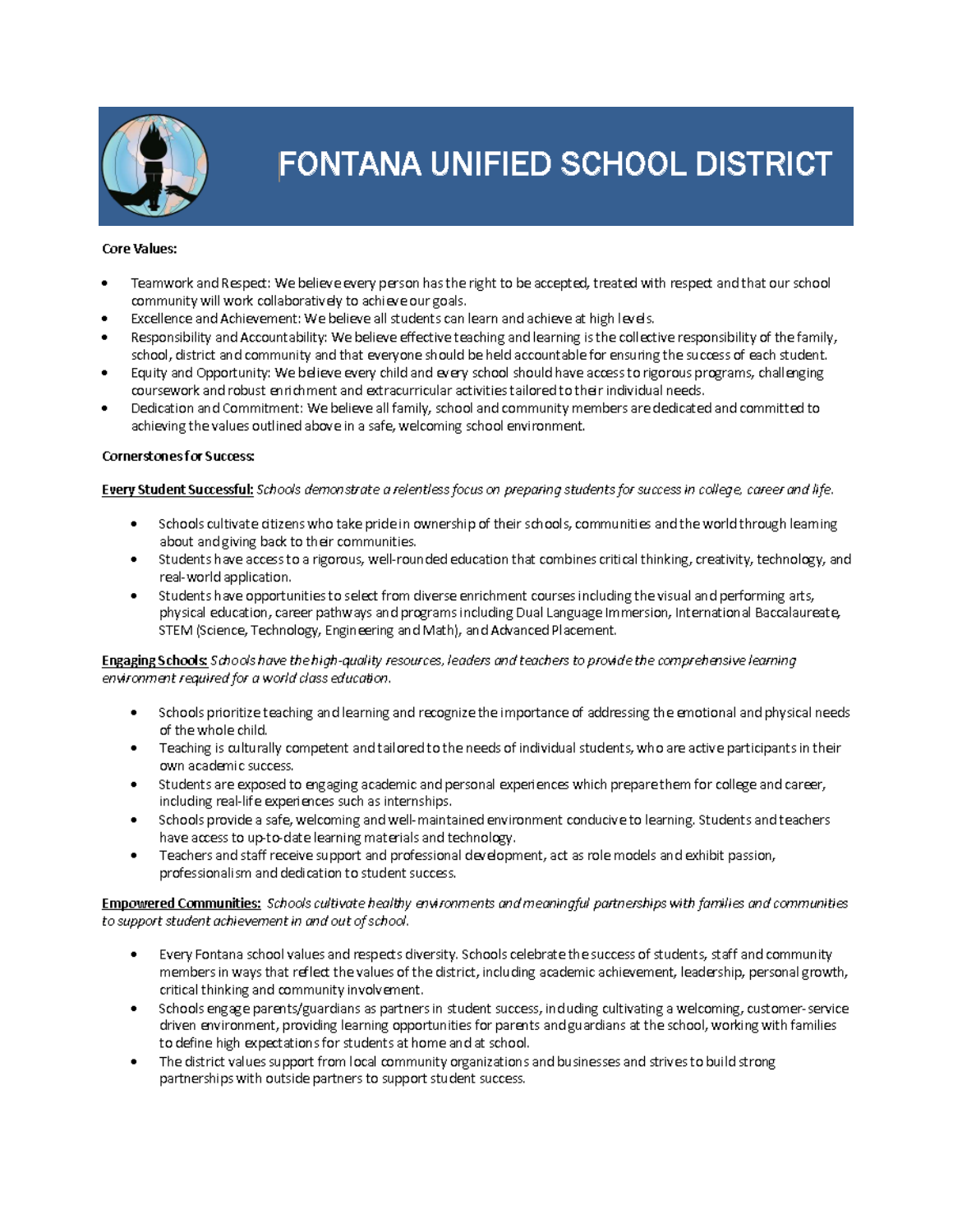# FONTANA UNIFIED SCHOOL DISTRICT

**Core Values:**

- Teamwork and Respect: We believe every person has the right to be accepted, treated with respect and that our school community will work collaboratively to achieve our goals.
- Excellence and Achievement: We believe all students can learn and achieve at high levels.
- Responsibility and Accountability: We believe effective teaching and learning is the collective responsibility of the family, school, district and community and that everyone should be held accountable for ensuring the success of each student.
- Equity and Opportunity: We believe every child and every school should have access to rigorous programs, challenging coursework and robust enrichment and extracurricular activities tailored to their individual needs.
- Dedication and Commitment: We believe all family, school and community members are dedicated and committed to achieving the values outlined above in a safe, welcoming school environment.

**Cornerstones for Success:**

**Every Student Successful:** *Schools demonstrate a relentless focus on preparing students for success in college, career and life.*

- Schools cultivate citizens who take pride in ownership of their schools, communities and the world through learning about and giving back to their communities.
- Students have access to a rigorous, well-rounded education that combines critical thinking, creativity, technology, and real-world application.
- Students have opportunities to select from diverse enrichment courses including the visual and performing arts, physical education, career pathways and programs including Dual Language Immersion, International Baccalaureate, STEM (Science, Technology, Engineering and Math), and Advanced Placement.

**Engaging Schools:** *Schools have the high-quality resources, leaders and teachers to provide the comprehensive learning environment required for a world class education.*

- Schools prioritize teaching and learning and recognize the importance of addressing the emotional and physical needs of the whole child.
- Teaching is culturally competent and tailored to the needs of individual students, who are active participants in their own academic success.
- Students are exposed to engaging academic and personal experiences which prepare them for college and career, including real-life experiences such as internships.
- Schools provide a safe, welcoming and well-maintained environment conducive to learning. Students and teachers have access to up-to-date learning materials and technology.
- Teachers and staff receive support and professional development, act as role models and exhibit passion, professionalism and dedication to student success.

**Empowered Communities:** *Schools cultivate healthy environments and meaningful partnerships with families and communities to support student achievement in and out of school.*

- Every Fontana school values and respects diversity. Schools celebrate the success of students, staff and community members in ways that reflect the values of the district, including academic achievement, leadership, personal growth, critical thinking and community involvement.
- Schools engage parents/guardians as partners in student success, including cultivating a welcoming, customer-service driven environment, providing learning opportunities for parents and guardians at the school, working with families to define high expectations for students at home and at school.
- The district values support from local community organizations and businesses and strives to build strong partnerships with outside partners to support student success.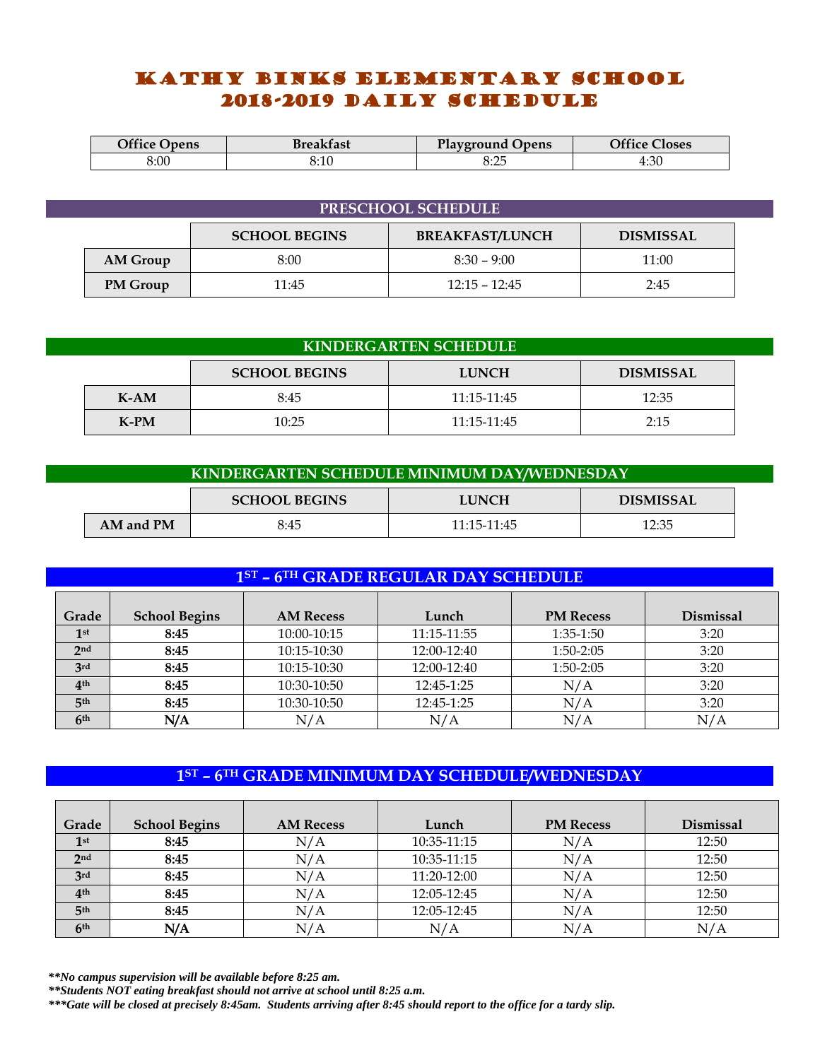# KATHY BINKS ELEMENTARY SCHOOL
# 2018-2019 DAILY SCHEDULE

| Office Opens | Breakfast | Playground Opens | Office Closes |
|---|---|---|---|
| 8:00 | 8:10 | 8:25 | 4:30 |

## PRESCHOOL SCHEDULE

| | SCHOOL BEGINS | BREAKFAST/LUNCH | DISMISSAL |
|---|---|---|---|
| AM Group | 8:00 | 8:30 – 9:00 | 11:00 |
| PM Group | 11:45 | 12:15 – 12:45 | 2:45 |

## KINDERGARTEN SCHEDULE

| | SCHOOL BEGINS | LUNCH | DISMISSAL |
|---|---|---|---|
| K-AM | 8:45 | 11:15-11:45 | 12:35 |
| K-PM | 10:25 | 11:15-11:45 | 2:15 |

## KINDERGARTEN SCHEDULE MINIMUM DAY/WEDNESDAY

| | SCHOOL BEGINS | LUNCH | DISMISSAL |
|---|---|---|---|
| AM and PM | 8:45 | 11:15-11:45 | 12:35 |

## 1ST – 6TH GRADE REGULAR DAY SCHEDULE

| Grade | School Begins | AM Recess | Lunch | PM Recess | Dismissal |
|---|---|---|---|---|---|
| 1st | **8:45** | 10:00-10:15 | 11:15-11:55 | 1:35-1:50 | 3:20 |
| 2nd | **8:45** | 10:15-10:30 | 12:00-12:40 | 1:50-2:05 | 3:20 |
| 3rd | **8:45** | 10:15-10:30 | 12:00-12:40 | 1:50-2:05 | 3:20 |
| 4th | **8:45** | 10:30-10:50 | 12:45-1:25 | N/A | 3:20 |
| 5th | **8:45** | 10:30-10:50 | 12:45-1:25 | N/A | 3:20 |
| 6th | **N/A** | N/A | N/A | N/A | N/A |

## 1ST – 6TH GRADE MINIMUM DAY SCHEDULE/WEDNESDAY

| Grade | School Begins | AM Recess | Lunch | PM Recess | Dismissal |
|---|---|---|---|---|---|
| 1st | **8:45** | N/A | 10:35-11:15 | N/A | 12:50 |
| 2nd | **8:45** | N/A | 10:35-11:15 | N/A | 12:50 |
| 3rd | **8:45** | N/A | 11:20-12:00 | N/A | 12:50 |
| 4th | **8:45** | N/A | 12:05-12:45 | N/A | 12:50 |
| 5th | **8:45** | N/A | 12:05-12:45 | N/A | 12:50 |
| 6th | **N/A** | N/A | N/A | N/A | N/A |

***\*\*No campus supervision will be available before 8:25 am.***

***\*\*Students NOT eating breakfast should not arrive at school until 8:25 a.m.***

***\*\*\*Gate will be closed at precisely 8:45am. Students arriving after 8:45 should report to the office for a tardy slip.***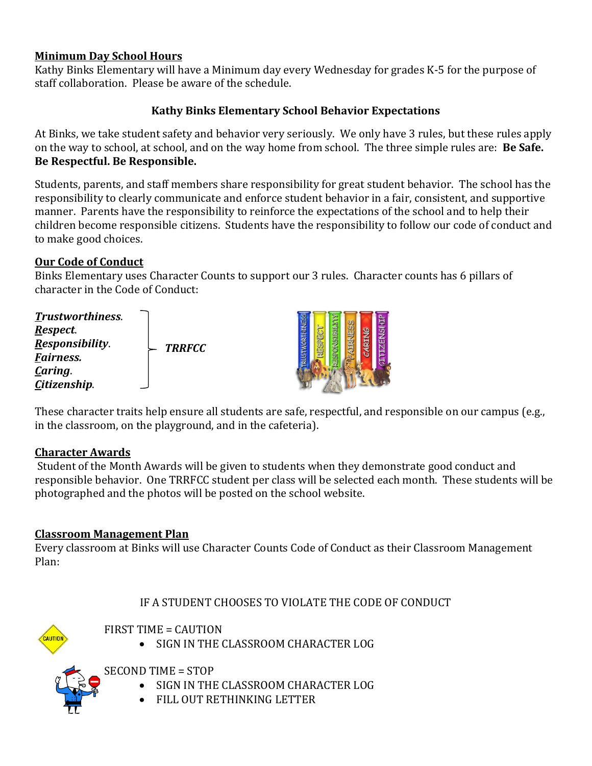**Minimum Day School Hours**

Kathy Binks Elementary will have a Minimum day every Wednesday for grades K-5 for the purpose of staff collaboration. Please be aware of the schedule.

## Kathy Binks Elementary School Behavior Expectations

At Binks, we take student safety and behavior very seriously. We only have 3 rules, but these rules apply on the way to school, at school, and on the way home from school. The three simple rules are: **Be Safe. Be Respectful. Be Responsible.**

Students, parents, and staff members share responsibility for great student behavior. The school has the responsibility to clearly communicate and enforce student behavior in a fair, consistent, and supportive manner. Parents have the responsibility to reinforce the expectations of the school and to help their children become responsible citizens. Students have the responsibility to follow our code of conduct and to make good choices.

**Our Code of Conduct**

Binks Elementary uses Character Counts to support our 3 rules. Character counts has 6 pillars of character in the Code of Conduct:

***Trustworthiness***.
***Respect***.
***Responsibility***.
***Fairness.***
***Caring***.
***Citizenship***.

} ***TRRFCC***

These character traits help ensure all students are safe, respectful, and responsible on our campus (e.g., in the classroom, on the playground, and in the cafeteria).

**Character Awards**

Student of the Month Awards will be given to students when they demonstrate good conduct and responsible behavior. One TRRFCC student per class will be selected each month. These students will be photographed and the photos will be posted on the school website.

**Classroom Management Plan**

Every classroom at Binks will use Character Counts Code of Conduct as their Classroom Management Plan:

IF A STUDENT CHOOSES TO VIOLATE THE CODE OF CONDUCT

FIRST TIME = CAUTION

- SIGN IN THE CLASSROOM CHARACTER LOG

SECOND TIME = STOP

- SIGN IN THE CLASSROOM CHARACTER LOG
- FILL OUT RETHINKING LETTER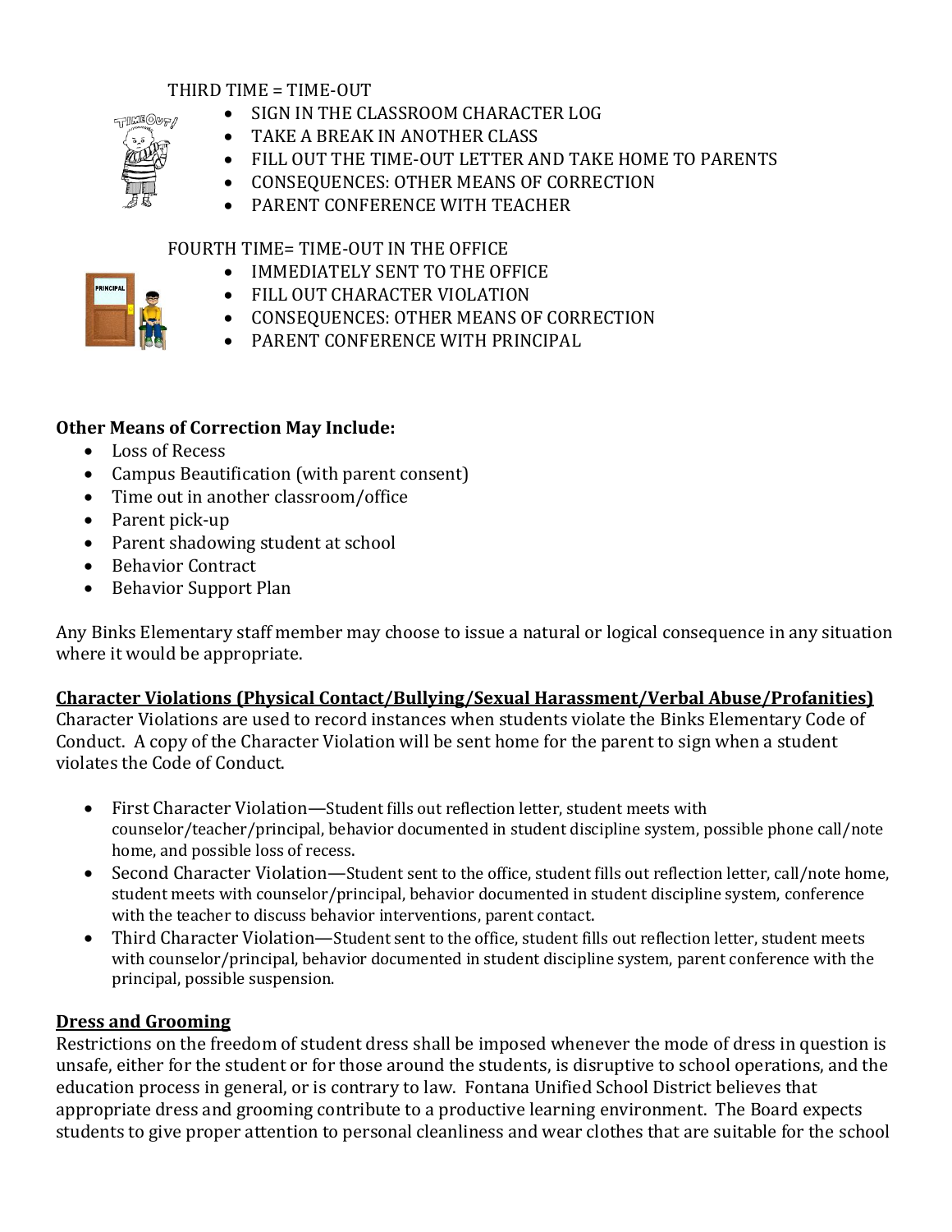THIRD TIME = TIME-OUT

- SIGN IN THE CLASSROOM CHARACTER LOG
- TAKE A BREAK IN ANOTHER CLASS
- FILL OUT THE TIME-OUT LETTER AND TAKE HOME TO PARENTS
- CONSEQUENCES: OTHER MEANS OF CORRECTION
- PARENT CONFERENCE WITH TEACHER

FOURTH TIME= TIME-OUT IN THE OFFICE

- IMMEDIATELY SENT TO THE OFFICE
- FILL OUT CHARACTER VIOLATION
- CONSEQUENCES: OTHER MEANS OF CORRECTION
- PARENT CONFERENCE WITH PRINCIPAL

**Other Means of Correction May Include:**

- Loss of Recess
- Campus Beautification (with parent consent)
- Time out in another classroom/office
- Parent pick-up
- Parent shadowing student at school
- Behavior Contract
- Behavior Support Plan

Any Binks Elementary staff member may choose to issue a natural or logical consequence in any situation where it would be appropriate.

**Character Violations (Physical Contact/Bullying/Sexual Harassment/Verbal Abuse/Profanities)**

Character Violations are used to record instances when students violate the Binks Elementary Code of Conduct. A copy of the Character Violation will be sent home for the parent to sign when a student violates the Code of Conduct.

- First Character Violation—Student fills out reflection letter, student meets with counselor/teacher/principal, behavior documented in student discipline system, possible phone call/note home, and possible loss of recess.
- Second Character Violation—Student sent to the office, student fills out reflection letter, call/note home, student meets with counselor/principal, behavior documented in student discipline system, conference with the teacher to discuss behavior interventions, parent contact.
- Third Character Violation—Student sent to the office, student fills out reflection letter, student meets with counselor/principal, behavior documented in student discipline system, parent conference with the principal, possible suspension.

**Dress and Grooming**

Restrictions on the freedom of student dress shall be imposed whenever the mode of dress in question is unsafe, either for the student or for those around the students, is disruptive to school operations, and the education process in general, or is contrary to law. Fontana Unified School District believes that appropriate dress and grooming contribute to a productive learning environment. The Board expects students to give proper attention to personal cleanliness and wear clothes that are suitable for the school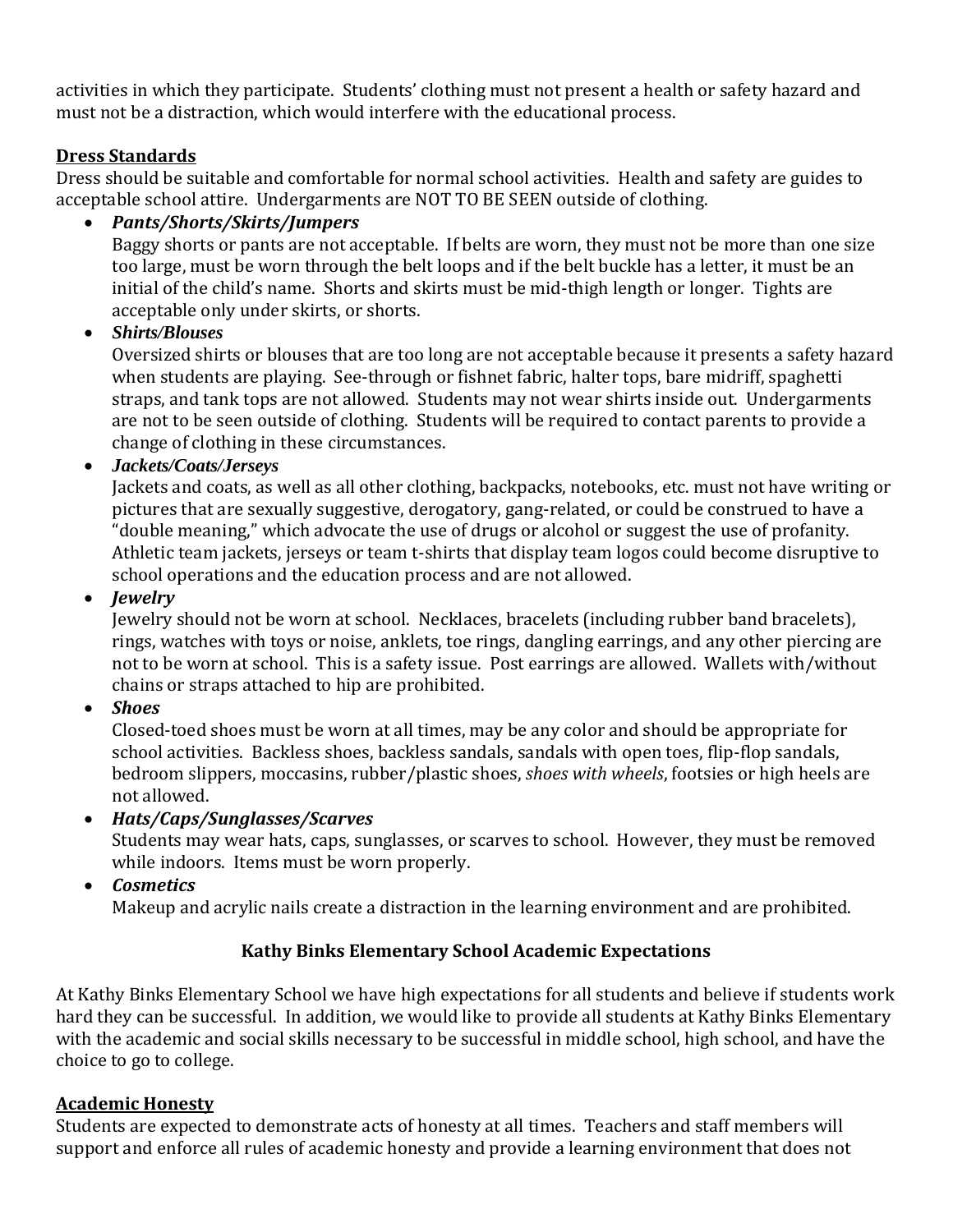activities in which they participate. Students' clothing must not present a health or safety hazard and must not be a distraction, which would interfere with the educational process.

## Dress Standards

Dress should be suitable and comfortable for normal school activities. Health and safety are guides to acceptable school attire. Undergarments are NOT TO BE SEEN outside of clothing.

- ***Pants/Shorts/Skirts/Jumpers***
  Baggy shorts or pants are not acceptable. If belts are worn, they must not be more than one size too large, must be worn through the belt loops and if the belt buckle has a letter, it must be an initial of the child's name. Shorts and skirts must be mid-thigh length or longer. Tights are acceptable only under skirts, or shorts.
- ***Shirts/Blouses***
  Oversized shirts or blouses that are too long are not acceptable because it presents a safety hazard when students are playing. See-through or fishnet fabric, halter tops, bare midriff, spaghetti straps, and tank tops are not allowed. Students may not wear shirts inside out. Undergarments are not to be seen outside of clothing. Students will be required to contact parents to provide a change of clothing in these circumstances.
- ***Jackets/Coats/Jerseys***
  Jackets and coats, as well as all other clothing, backpacks, notebooks, etc. must not have writing or pictures that are sexually suggestive, derogatory, gang-related, or could be construed to have a "double meaning," which advocate the use of drugs or alcohol or suggest the use of profanity. Athletic team jackets, jerseys or team t-shirts that display team logos could become disruptive to school operations and the education process and are not allowed.
- ***Jewelry***
  Jewelry should not be worn at school. Necklaces, bracelets (including rubber band bracelets), rings, watches with toys or noise, anklets, toe rings, dangling earrings, and any other piercing are not to be worn at school. This is a safety issue. Post earrings are allowed. Wallets with/without chains or straps attached to hip are prohibited.
- ***Shoes***
  Closed-toed shoes must be worn at all times, may be any color and should be appropriate for school activities. Backless shoes, backless sandals, sandals with open toes, flip-flop sandals, bedroom slippers, moccasins, rubber/plastic shoes, *shoes with wheels*, footsies or high heels are not allowed.
- ***Hats/Caps/Sunglasses/Scarves***
  Students may wear hats, caps, sunglasses, or scarves to school. However, they must be removed while indoors. Items must be worn properly.
- ***Cosmetics***
  Makeup and acrylic nails create a distraction in the learning environment and are prohibited.

# Kathy Binks Elementary School Academic Expectations

At Kathy Binks Elementary School we have high expectations for all students and believe if students work hard they can be successful. In addition, we would like to provide all students at Kathy Binks Elementary with the academic and social skills necessary to be successful in middle school, high school, and have the choice to go to college.

## Academic Honesty

Students are expected to demonstrate acts of honesty at all times. Teachers and staff members will support and enforce all rules of academic honesty and provide a learning environment that does not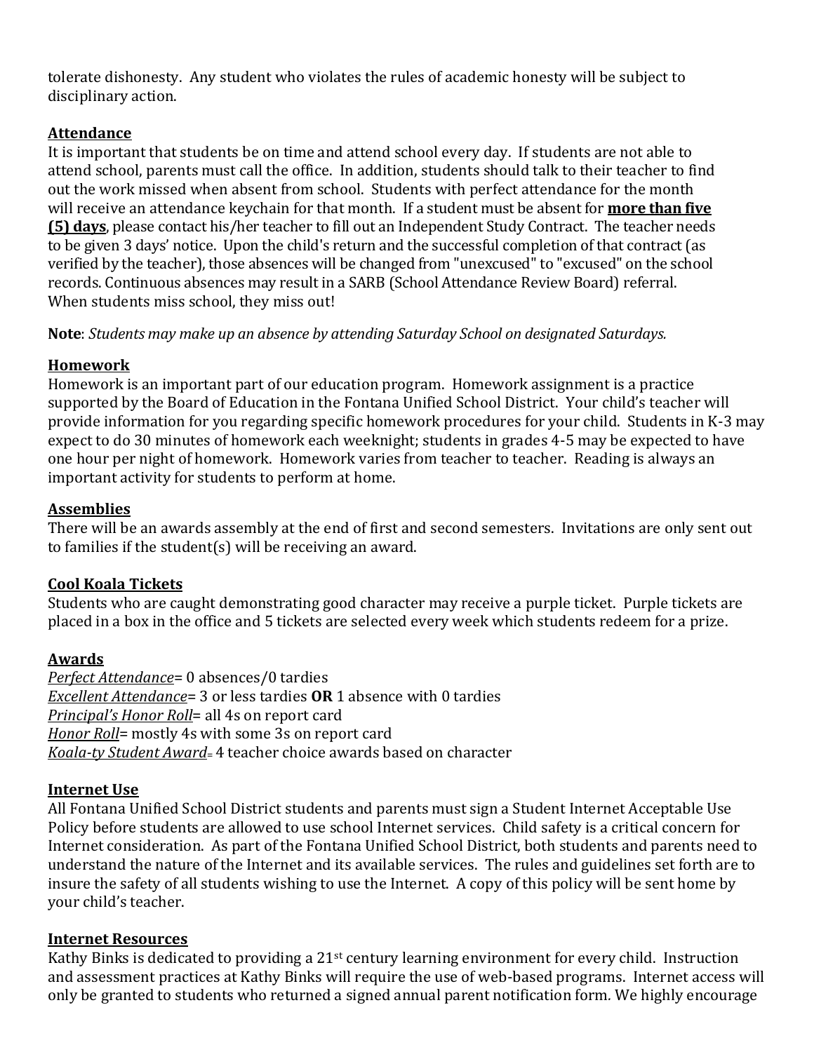tolerate dishonesty. Any student who violates the rules of academic honesty will be subject to disciplinary action.

## Attendance

It is important that students be on time and attend school every day. If students are not able to attend school, parents must call the office. In addition, students should talk to their teacher to find out the work missed when absent from school. Students with perfect attendance for the month will receive an attendance keychain for that month. If a student must be absent for **more than five (5) days**, please contact his/her teacher to fill out an Independent Study Contract. The teacher needs to be given 3 days' notice. Upon the child's return and the successful completion of that contract (as verified by the teacher), those absences will be changed from "unexcused" to "excused" on the school records. Continuous absences may result in a SARB (School Attendance Review Board) referral. When students miss school, they miss out!

**Note**: *Students may make up an absence by attending Saturday School on designated Saturdays.*

## Homework

Homework is an important part of our education program. Homework assignment is a practice supported by the Board of Education in the Fontana Unified School District. Your child's teacher will provide information for you regarding specific homework procedures for your child. Students in K-3 may expect to do 30 minutes of homework each weeknight; students in grades 4-5 may be expected to have one hour per night of homework. Homework varies from teacher to teacher. Reading is always an important activity for students to perform at home.

## Assemblies

There will be an awards assembly at the end of first and second semesters. Invitations are only sent out to families if the student(s) will be receiving an award.

## Cool Koala Tickets

Students who are caught demonstrating good character may receive a purple ticket. Purple tickets are placed in a box in the office and 5 tickets are selected every week which students redeem for a prize.

## Awards

*Perfect Attendance*= 0 absences/0 tardies
*Excellent Attendance*= 3 or less tardies **OR** 1 absence with 0 tardies
*Principal's Honor Roll*= all 4s on report card
*Honor Roll*= mostly 4s with some 3s on report card
*Koala-ty Student Award*= 4 teacher choice awards based on character

## Internet Use

All Fontana Unified School District students and parents must sign a Student Internet Acceptable Use Policy before students are allowed to use school Internet services. Child safety is a critical concern for Internet consideration. As part of the Fontana Unified School District, both students and parents need to understand the nature of the Internet and its available services. The rules and guidelines set forth are to insure the safety of all students wishing to use the Internet. A copy of this policy will be sent home by your child's teacher.

## Internet Resources

Kathy Binks is dedicated to providing a 21st century learning environment for every child. Instruction and assessment practices at Kathy Binks will require the use of web-based programs. Internet access will only be granted to students who returned a signed annual parent notification form. We highly encourage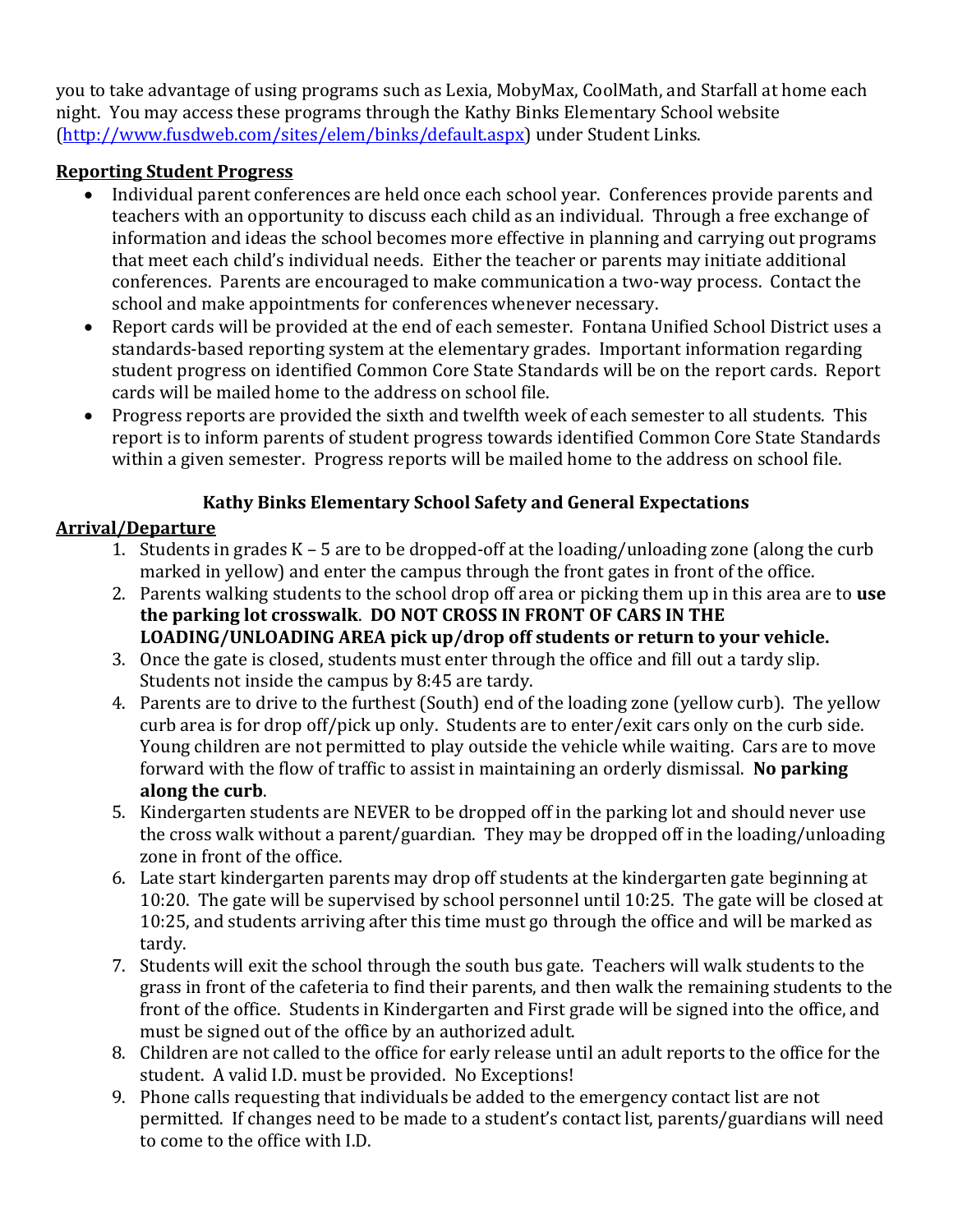you to take advantage of using programs such as Lexia, MobyMax, CoolMath, and Starfall at home each night. You may access these programs through the Kathy Binks Elementary School website (http://www.fusdweb.com/sites/elem/binks/default.aspx) under Student Links.

**Reporting Student Progress**

- Individual parent conferences are held once each school year. Conferences provide parents and teachers with an opportunity to discuss each child as an individual. Through a free exchange of information and ideas the school becomes more effective in planning and carrying out programs that meet each child's individual needs. Either the teacher or parents may initiate additional conferences. Parents are encouraged to make communication a two-way process. Contact the school and make appointments for conferences whenever necessary.
- Report cards will be provided at the end of each semester. Fontana Unified School District uses a standards-based reporting system at the elementary grades. Important information regarding student progress on identified Common Core State Standards will be on the report cards. Report cards will be mailed home to the address on school file.
- Progress reports are provided the sixth and twelfth week of each semester to all students. This report is to inform parents of student progress towards identified Common Core State Standards within a given semester. Progress reports will be mailed home to the address on school file.

## Kathy Binks Elementary School Safety and General Expectations

**Arrival/Departure**

1. Students in grades K – 5 are to be dropped-off at the loading/unloading zone (along the curb marked in yellow) and enter the campus through the front gates in front of the office.
2. Parents walking students to the school drop off area or picking them up in this area are to **use the parking lot crosswalk**. **DO NOT CROSS IN FRONT OF CARS IN THE LOADING/UNLOADING AREA pick up/drop off students or return to your vehicle.**
3. Once the gate is closed, students must enter through the office and fill out a tardy slip. Students not inside the campus by 8:45 are tardy.
4. Parents are to drive to the furthest (South) end of the loading zone (yellow curb). The yellow curb area is for drop off/pick up only. Students are to enter/exit cars only on the curb side. Young children are not permitted to play outside the vehicle while waiting. Cars are to move forward with the flow of traffic to assist in maintaining an orderly dismissal. **No parking along the curb**.
5. Kindergarten students are NEVER to be dropped off in the parking lot and should never use the cross walk without a parent/guardian. They may be dropped off in the loading/unloading zone in front of the office.
6. Late start kindergarten parents may drop off students at the kindergarten gate beginning at 10:20. The gate will be supervised by school personnel until 10:25. The gate will be closed at 10:25, and students arriving after this time must go through the office and will be marked as tardy.
7. Students will exit the school through the south bus gate. Teachers will walk students to the grass in front of the cafeteria to find their parents, and then walk the remaining students to the front of the office. Students in Kindergarten and First grade will be signed into the office, and must be signed out of the office by an authorized adult.
8. Children are not called to the office for early release until an adult reports to the office for the student. A valid I.D. must be provided. No Exceptions!
9. Phone calls requesting that individuals be added to the emergency contact list are not permitted. If changes need to be made to a student's contact list, parents/guardians will need to come to the office with I.D.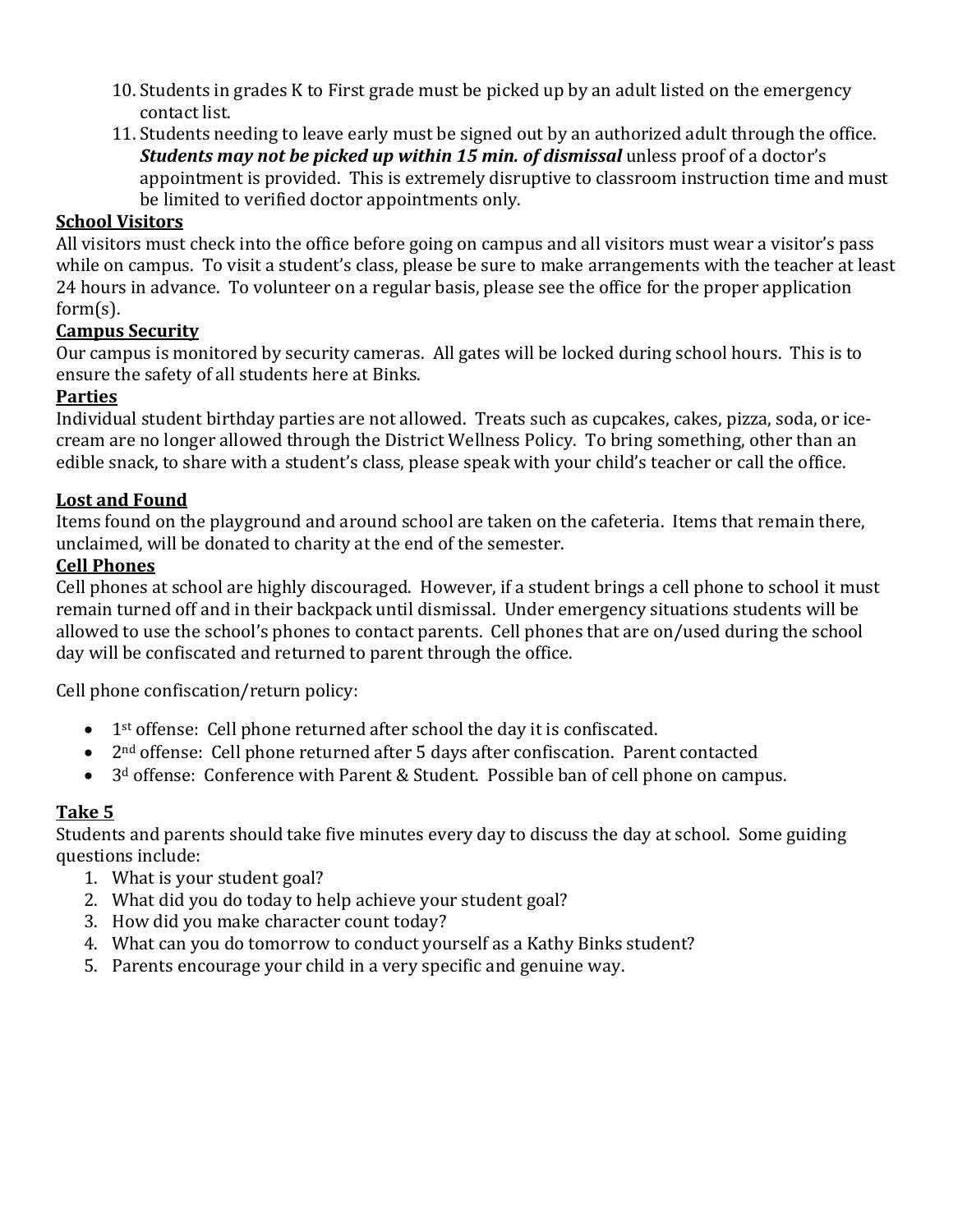10. Students in grades K to First grade must be picked up by an adult listed on the emergency contact list.
11. Students needing to leave early must be signed out by an authorized adult through the office. ***Students may not be picked up within 15 min. of dismissal*** unless proof of a doctor's appointment is provided. This is extremely disruptive to classroom instruction time and must be limited to verified doctor appointments only.

**School Visitors**

All visitors must check into the office before going on campus and all visitors must wear a visitor's pass while on campus. To visit a student's class, please be sure to make arrangements with the teacher at least 24 hours in advance. To volunteer on a regular basis, please see the office for the proper application form(s).

**Campus Security**

Our campus is monitored by security cameras. All gates will be locked during school hours. This is to ensure the safety of all students here at Binks.

**Parties**

Individual student birthday parties are not allowed. Treats such as cupcakes, cakes, pizza, soda, or ice-cream are no longer allowed through the District Wellness Policy. To bring something, other than an edible snack, to share with a student's class, please speak with your child's teacher or call the office.

**Lost and Found**

Items found on the playground and around school are taken on the cafeteria. Items that remain there, unclaimed, will be donated to charity at the end of the semester.

**Cell Phones**

Cell phones at school are highly discouraged. However, if a student brings a cell phone to school it must remain turned off and in their backpack until dismissal. Under emergency situations students will be allowed to use the school's phones to contact parents. Cell phones that are on/used during the school day will be confiscated and returned to parent through the office.

Cell phone confiscation/return policy:

- 1st offense: Cell phone returned after school the day it is confiscated.
- 2nd offense: Cell phone returned after 5 days after confiscation. Parent contacted
- 3d offense: Conference with Parent & Student. Possible ban of cell phone on campus.

**Take 5**

Students and parents should take five minutes every day to discuss the day at school. Some guiding questions include:

1. What is your student goal?
2. What did you do today to help achieve your student goal?
3. How did you make character count today?
4. What can you do tomorrow to conduct yourself as a Kathy Binks student?
5. Parents encourage your child in a very specific and genuine way.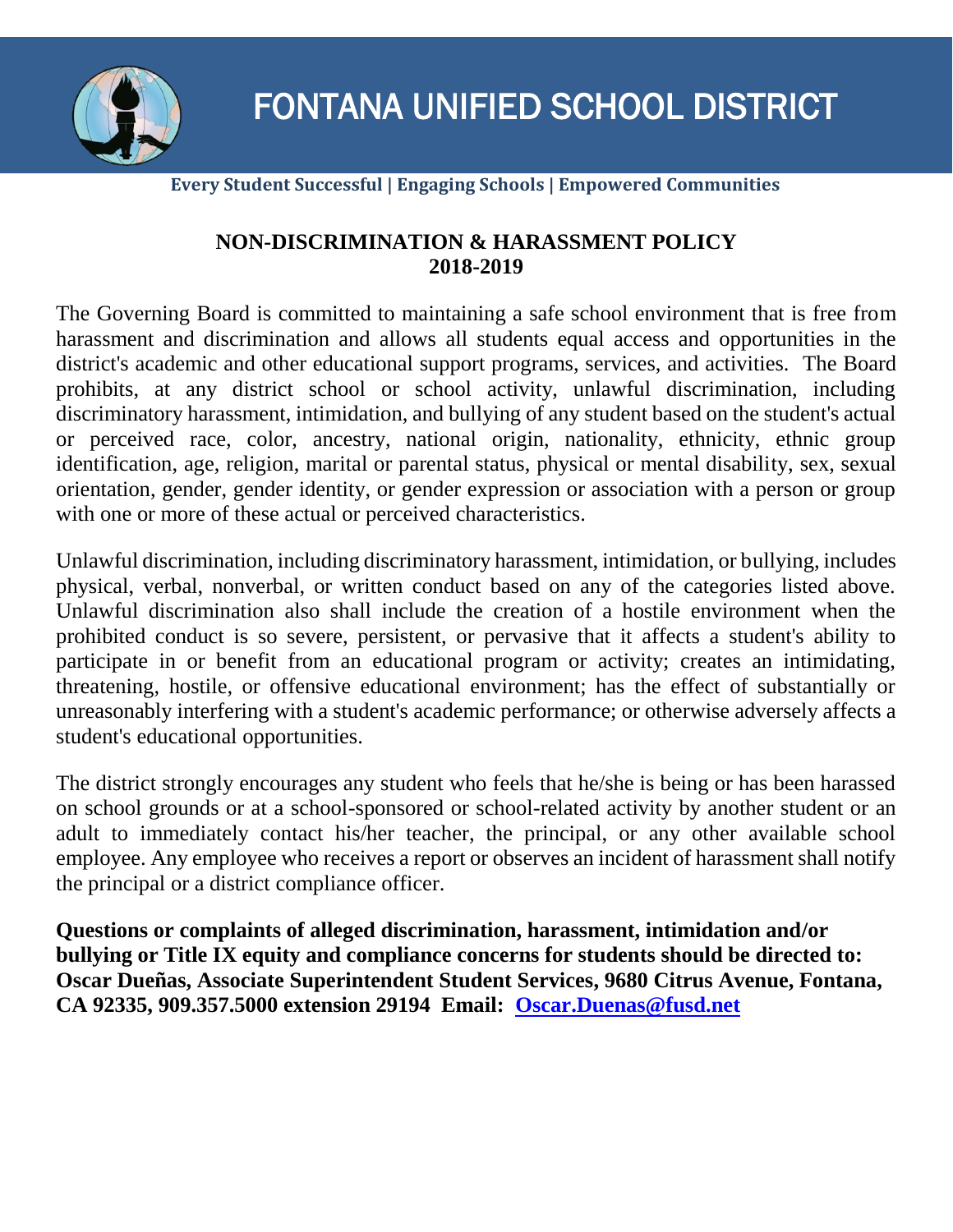# FONTANA UNIFIED SCHOOL DISTRICT

**Every Student Successful | Engaging Schools | Empowered Communities**

## NON-DISCRIMINATION & HARASSMENT POLICY 2018-2019

The Governing Board is committed to maintaining a safe school environment that is free from harassment and discrimination and allows all students equal access and opportunities in the district's academic and other educational support programs, services, and activities. The Board prohibits, at any district school or school activity, unlawful discrimination, including discriminatory harassment, intimidation, and bullying of any student based on the student's actual or perceived race, color, ancestry, national origin, nationality, ethnicity, ethnic group identification, age, religion, marital or parental status, physical or mental disability, sex, sexual orientation, gender, gender identity, or gender expression or association with a person or group with one or more of these actual or perceived characteristics.

Unlawful discrimination, including discriminatory harassment, intimidation, or bullying, includes physical, verbal, nonverbal, or written conduct based on any of the categories listed above. Unlawful discrimination also shall include the creation of a hostile environment when the prohibited conduct is so severe, persistent, or pervasive that it affects a student's ability to participate in or benefit from an educational program or activity; creates an intimidating, threatening, hostile, or offensive educational environment; has the effect of substantially or unreasonably interfering with a student's academic performance; or otherwise adversely affects a student's educational opportunities.

The district strongly encourages any student who feels that he/she is being or has been harassed on school grounds or at a school-sponsored or school-related activity by another student or an adult to immediately contact his/her teacher, the principal, or any other available school employee. Any employee who receives a report or observes an incident of harassment shall notify the principal or a district compliance officer.

**Questions or complaints of alleged discrimination, harassment, intimidation and/or bullying or Title IX equity and compliance concerns for students should be directed to: Oscar Dueñas, Associate Superintendent Student Services, 9680 Citrus Avenue, Fontana, CA 92335, 909.357.5000 extension 29194 Email: Oscar.Duenas@fusd.net**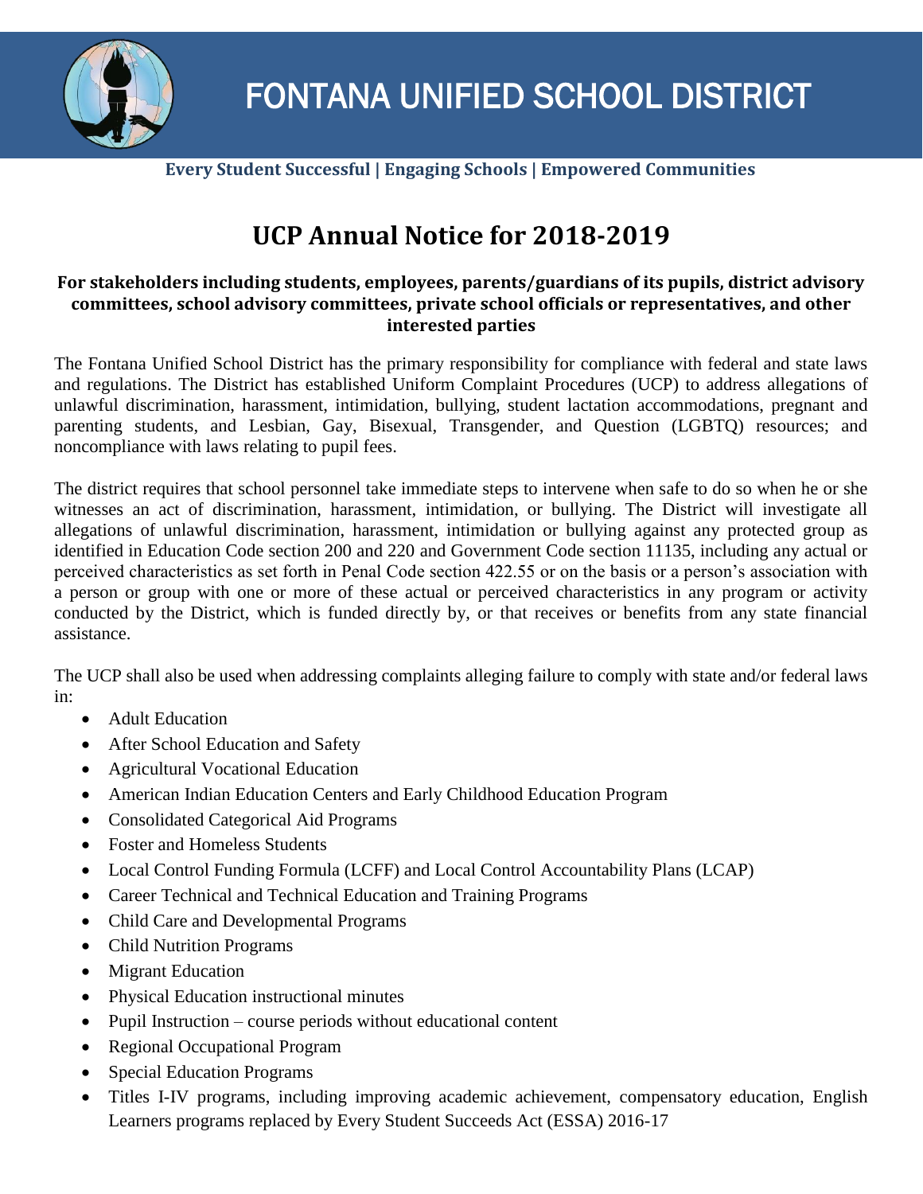# FONTANA UNIFIED SCHOOL DISTRICT

**Every Student Successful | Engaging Schools | Empowered Communities**

## UCP Annual Notice for 2018-2019

**For stakeholders including students, employees, parents/guardians of its pupils, district advisory committees, school advisory committees, private school officials or representatives, and other interested parties**

The Fontana Unified School District has the primary responsibility for compliance with federal and state laws and regulations. The District has established Uniform Complaint Procedures (UCP) to address allegations of unlawful discrimination, harassment, intimidation, bullying, student lactation accommodations, pregnant and parenting students, and Lesbian, Gay, Bisexual, Transgender, and Question (LGBTQ) resources; and noncompliance with laws relating to pupil fees.

The district requires that school personnel take immediate steps to intervene when safe to do so when he or she witnesses an act of discrimination, harassment, intimidation, or bullying. The District will investigate all allegations of unlawful discrimination, harassment, intimidation or bullying against any protected group as identified in Education Code section 200 and 220 and Government Code section 11135, including any actual or perceived characteristics as set forth in Penal Code section 422.55 or on the basis or a person's association with a person or group with one or more of these actual or perceived characteristics in any program or activity conducted by the District, which is funded directly by, or that receives or benefits from any state financial assistance.

The UCP shall also be used when addressing complaints alleging failure to comply with state and/or federal laws in:

- Adult Education
- After School Education and Safety
- Agricultural Vocational Education
- American Indian Education Centers and Early Childhood Education Program
- Consolidated Categorical Aid Programs
- Foster and Homeless Students
- Local Control Funding Formula (LCFF) and Local Control Accountability Plans (LCAP)
- Career Technical and Technical Education and Training Programs
- Child Care and Developmental Programs
- Child Nutrition Programs
- Migrant Education
- Physical Education instructional minutes
- Pupil Instruction – course periods without educational content
- Regional Occupational Program
- Special Education Programs
- Titles I-IV programs, including improving academic achievement, compensatory education, English Learners programs replaced by Every Student Succeeds Act (ESSA) 2016-17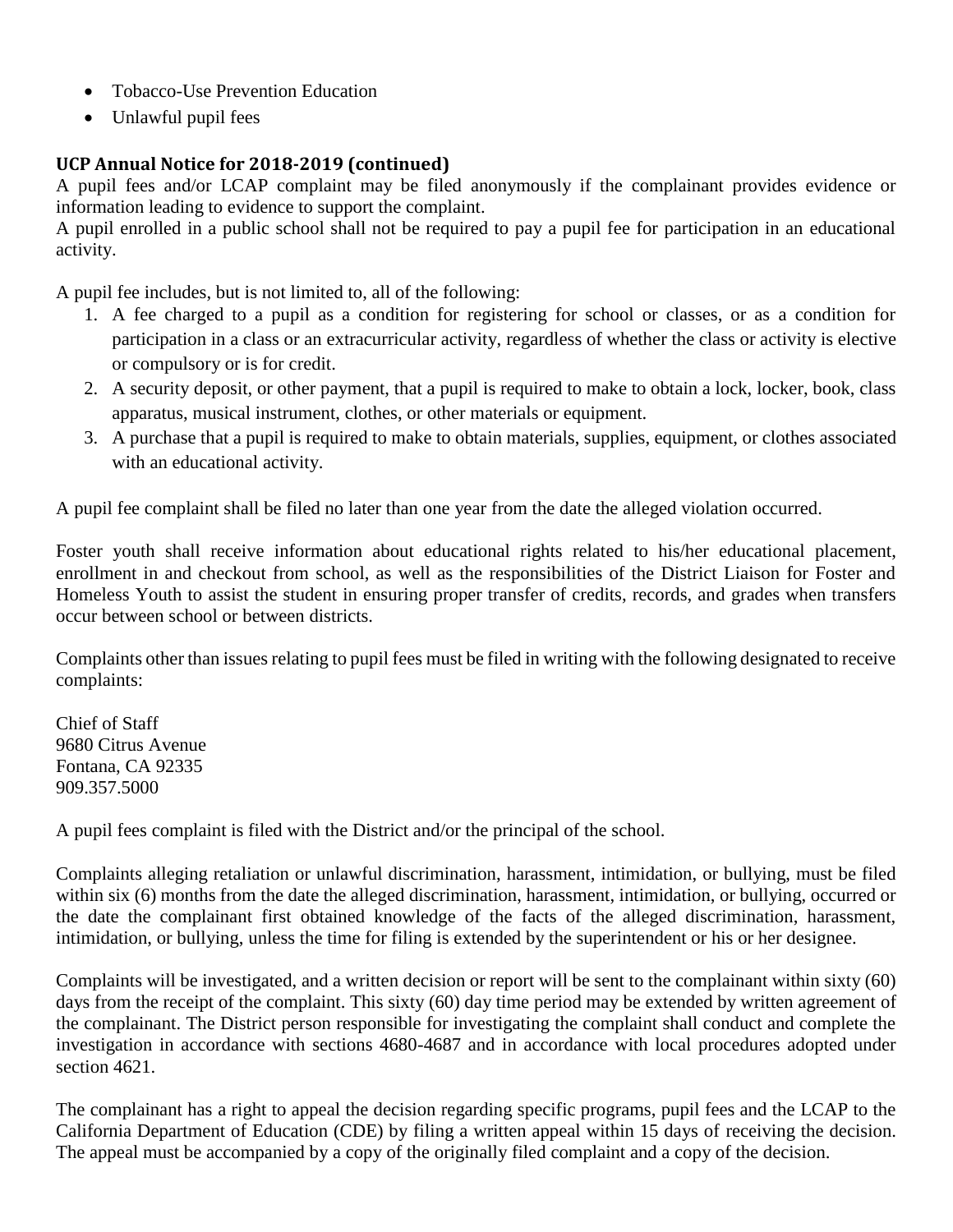- Tobacco-Use Prevention Education
- Unlawful pupil fees

**UCP Annual Notice for 2018-2019 (continued)**

A pupil fees and/or LCAP complaint may be filed anonymously if the complainant provides evidence or information leading to evidence to support the complaint.
A pupil enrolled in a public school shall not be required to pay a pupil fee for participation in an educational activity.

A pupil fee includes, but is not limited to, all of the following:

1. A fee charged to a pupil as a condition for registering for school or classes, or as a condition for participation in a class or an extracurricular activity, regardless of whether the class or activity is elective or compulsory or is for credit.
2. A security deposit, or other payment, that a pupil is required to make to obtain a lock, locker, book, class apparatus, musical instrument, clothes, or other materials or equipment.
3. A purchase that a pupil is required to make to obtain materials, supplies, equipment, or clothes associated with an educational activity.

A pupil fee complaint shall be filed no later than one year from the date the alleged violation occurred.

Foster youth shall receive information about educational rights related to his/her educational placement, enrollment in and checkout from school, as well as the responsibilities of the District Liaison for Foster and Homeless Youth to assist the student in ensuring proper transfer of credits, records, and grades when transfers occur between school or between districts.

Complaints other than issues relating to pupil fees must be filed in writing with the following designated to receive complaints:

Chief of Staff
9680 Citrus Avenue
Fontana, CA 92335
909.357.5000

A pupil fees complaint is filed with the District and/or the principal of the school.

Complaints alleging retaliation or unlawful discrimination, harassment, intimidation, or bullying, must be filed within six (6) months from the date the alleged discrimination, harassment, intimidation, or bullying, occurred or the date the complainant first obtained knowledge of the facts of the alleged discrimination, harassment, intimidation, or bullying, unless the time for filing is extended by the superintendent or his or her designee.

Complaints will be investigated, and a written decision or report will be sent to the complainant within sixty (60) days from the receipt of the complaint. This sixty (60) day time period may be extended by written agreement of the complainant. The District person responsible for investigating the complaint shall conduct and complete the investigation in accordance with sections 4680-4687 and in accordance with local procedures adopted under section 4621.

The complainant has a right to appeal the decision regarding specific programs, pupil fees and the LCAP to the California Department of Education (CDE) by filing a written appeal within 15 days of receiving the decision. The appeal must be accompanied by a copy of the originally filed complaint and a copy of the decision.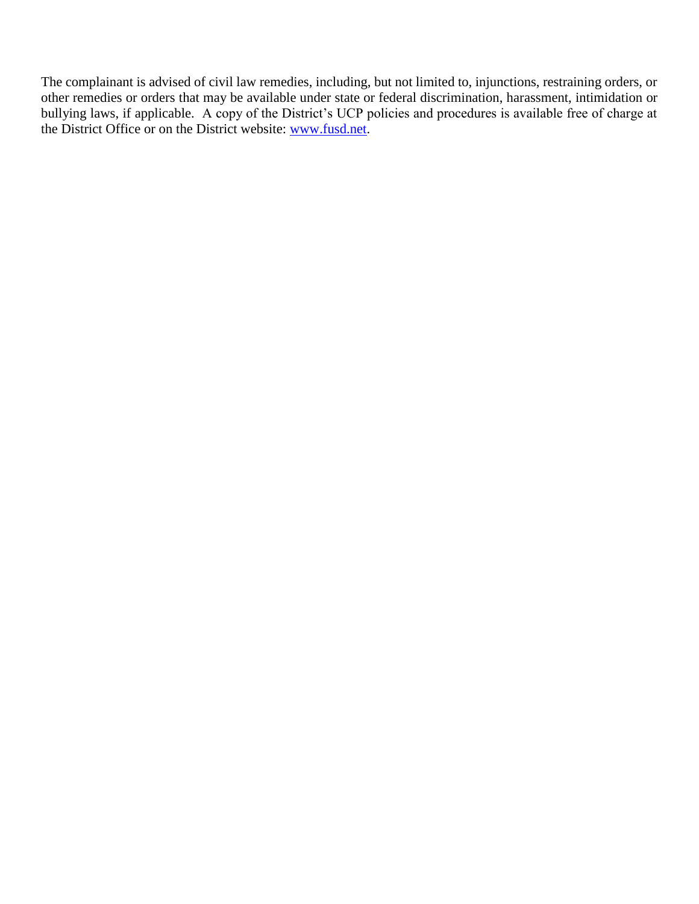The complainant is advised of civil law remedies, including, but not limited to, injunctions, restraining orders, or other remedies or orders that may be available under state or federal discrimination, harassment, intimidation or bullying laws, if applicable. A copy of the District's UCP policies and procedures is available free of charge at the District Office or on the District website: [www.fusd.net](http://www.fusd.net).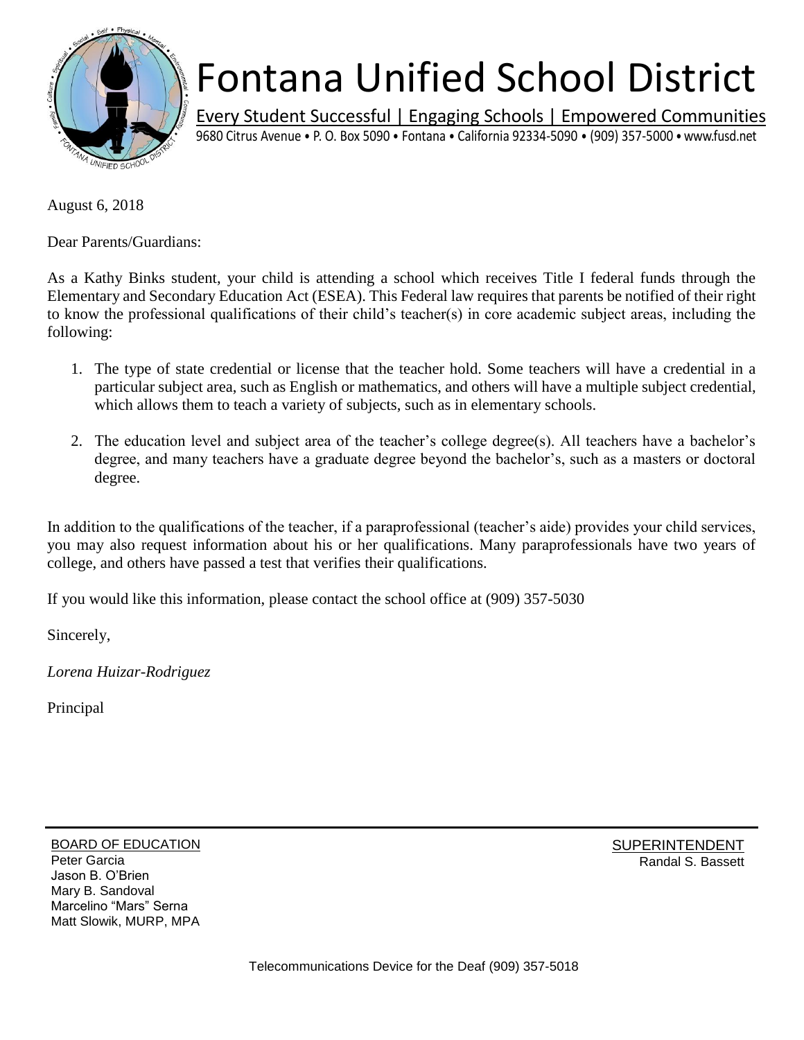# Fontana Unified School District

Every Student Successful | Engaging Schools | Empowered Communities

9680 Citrus Avenue • P. O. Box 5090 • Fontana • California 92334-5090 • (909) 357-5000 • www.fusd.net

August 6, 2018

Dear Parents/Guardians:

As a Kathy Binks student, your child is attending a school which receives Title I federal funds through the Elementary and Secondary Education Act (ESEA). This Federal law requires that parents be notified of their right to know the professional qualifications of their child's teacher(s) in core academic subject areas, including the following:

1. The type of state credential or license that the teacher hold. Some teachers will have a credential in a particular subject area, such as English or mathematics, and others will have a multiple subject credential, which allows them to teach a variety of subjects, such as in elementary schools.

2. The education level and subject area of the teacher's college degree(s). All teachers have a bachelor's degree, and many teachers have a graduate degree beyond the bachelor's, such as a masters or doctoral degree.

In addition to the qualifications of the teacher, if a paraprofessional (teacher's aide) provides your child services, you may also request information about his or her qualifications. Many paraprofessionals have two years of college, and others have passed a test that verifies their qualifications.

If you would like this information, please contact the school office at (909) 357-5030

Sincerely,

*Lorena Huizar-Rodriguez*

Principal

BOARD OF EDUCATION
Peter Garcia
Jason B. O'Brien
Mary B. Sandoval
Marcelino "Mars" Serna
Matt Slowik, MURP, MPA

SUPERINTENDENT
Randal S. Bassett

Telecommunications Device for the Deaf (909) 357-5018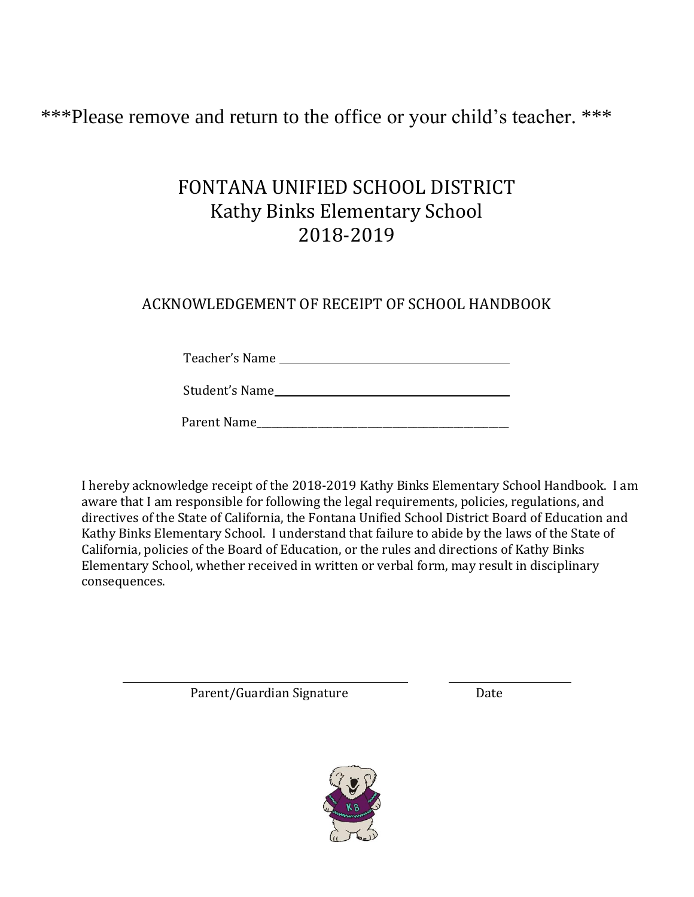***Please remove and return to the office or your child's teacher. ***

# FONTANA UNIFIED SCHOOL DISTRICT
# Kathy Binks Elementary School
# 2018-2019

## ACKNOWLEDGEMENT OF RECEIPT OF SCHOOL HANDBOOK

Teacher's Name ________________________________________

Student's Name________________________________________

Parent Name__________________________________________

I hereby acknowledge receipt of the 2018-2019 Kathy Binks Elementary School Handbook. I am aware that I am responsible for following the legal requirements, policies, regulations, and directives of the State of California, the Fontana Unified School District Board of Education and Kathy Binks Elementary School. I understand that failure to abide by the laws of the State of California, policies of the Board of Education, or the rules and directions of Kathy Binks Elementary School, whether received in written or verbal form, may result in disciplinary consequences.

_______________________________________ ____________________

Parent/Guardian Signature Date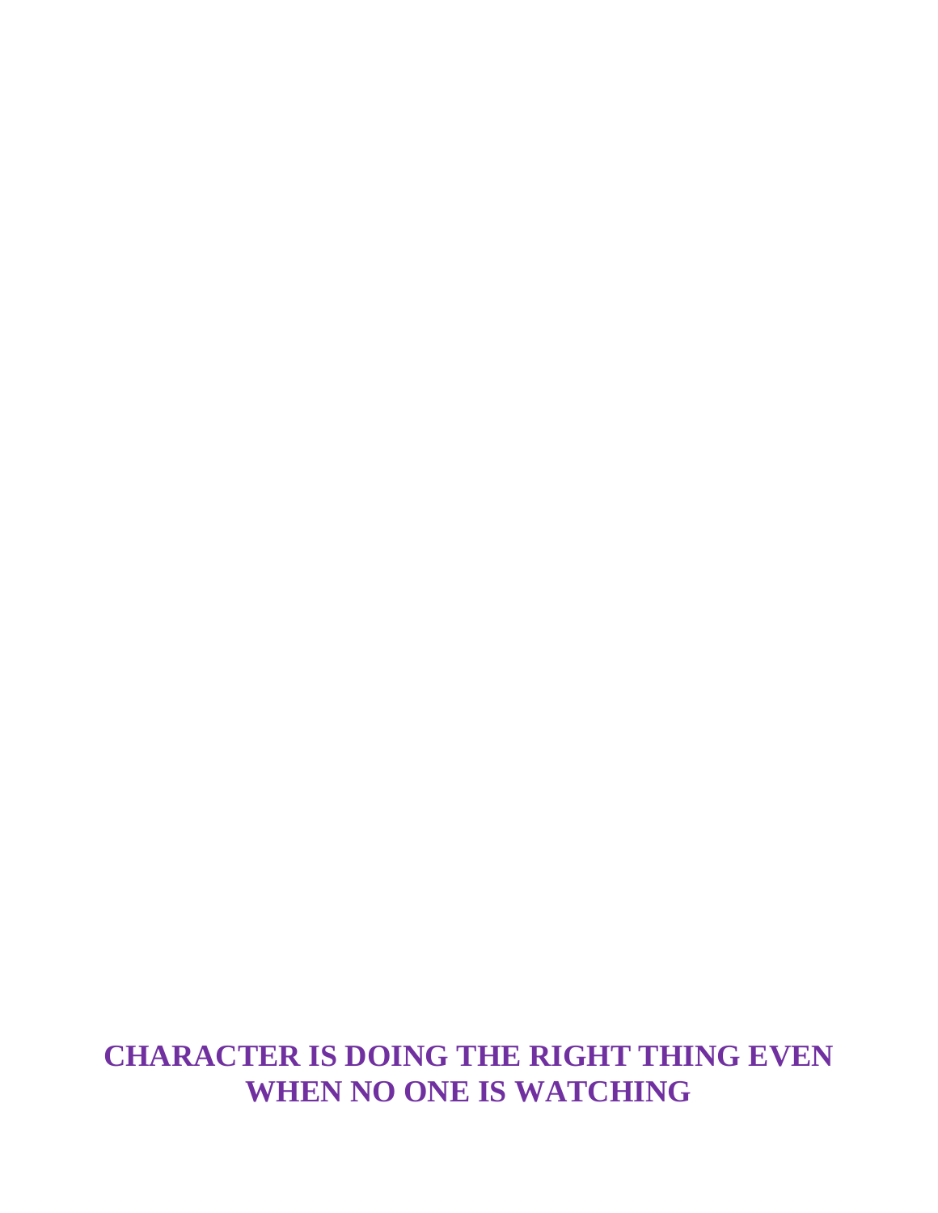**CHARACTER IS DOING THE RIGHT THING EVEN WHEN NO ONE IS WATCHING**